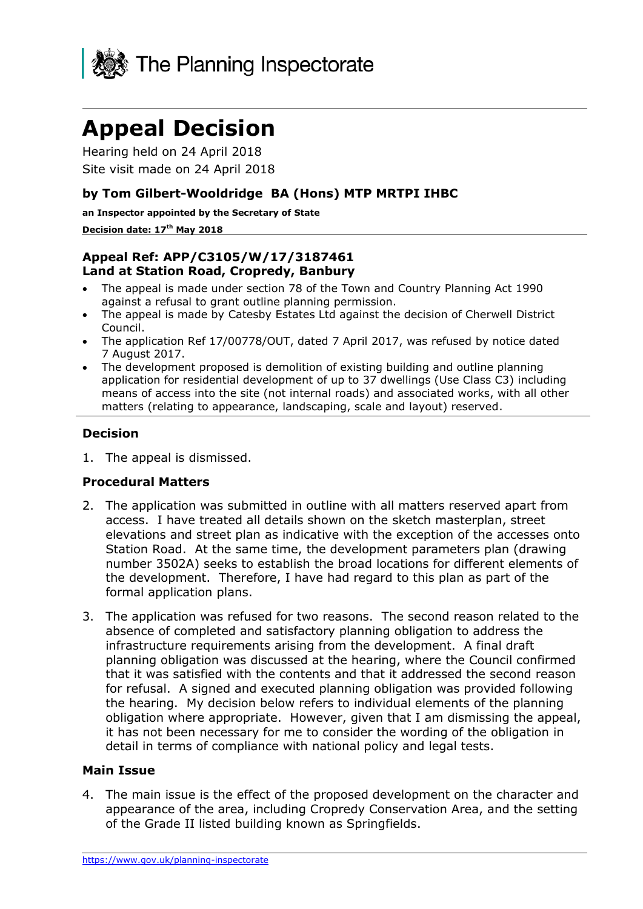The Planning Inspectorate

# Appeal Decision

Hearing held on 24 April 2018

Site visit made on 24 April 2018

### by Tom Gilbert-Wooldridge BA (Hons) MTP MRTPI IHBC

**an Inspector appointed by the Secretary of State**

**Decision date: 17th May 2018**

### Appeal Ref: APP/C3105/W/17/3187461
### Land at Station Road, Cropredy, Banbury

- The appeal is made under section 78 of the Town and Country Planning Act 1990 against a refusal to grant outline planning permission.
- The appeal is made by Catesby Estates Ltd against the decision of Cherwell District Council.
- The application Ref 17/00778/OUT, dated 7 April 2017, was refused by notice dated 7 August 2017.
- The development proposed is demolition of existing building and outline planning application for residential development of up to 37 dwellings (Use Class C3) including means of access into the site (not internal roads) and associated works, with all other matters (relating to appearance, landscaping, scale and layout) reserved.

### Decision

1. The appeal is dismissed.

### Procedural Matters

2. The application was submitted in outline with all matters reserved apart from access. I have treated all details shown on the sketch masterplan, street elevations and street plan as indicative with the exception of the accesses onto Station Road. At the same time, the development parameters plan (drawing number 3502A) seeks to establish the broad locations for different elements of the development. Therefore, I have had regard to this plan as part of the formal application plans.

3. The application was refused for two reasons. The second reason related to the absence of completed and satisfactory planning obligation to address the infrastructure requirements arising from the development. A final draft planning obligation was discussed at the hearing, where the Council confirmed that it was satisfied with the contents and that it addressed the second reason for refusal. A signed and executed planning obligation was provided following the hearing. My decision below refers to individual elements of the planning obligation where appropriate. However, given that I am dismissing the appeal, it has not been necessary for me to consider the wording of the obligation in detail in terms of compliance with national policy and legal tests.

### Main Issue

4. The main issue is the effect of the proposed development on the character and appearance of the area, including Cropredy Conservation Area, and the setting of the Grade II listed building known as Springfields.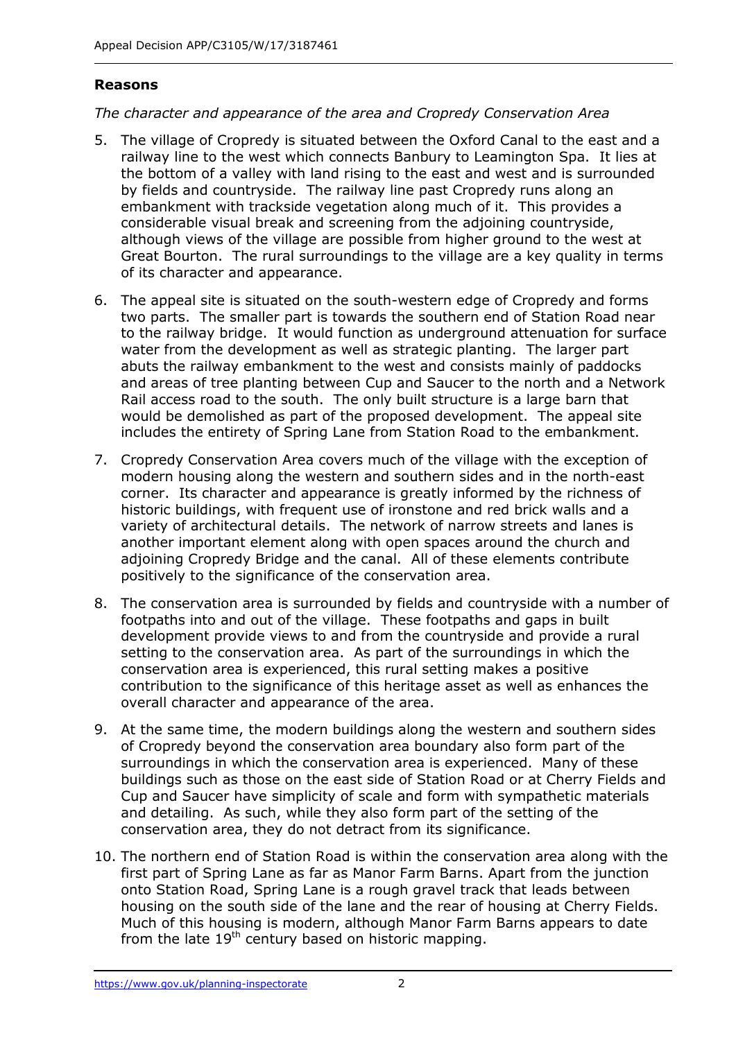**Reasons**

*The character and appearance of the area and Cropredy Conservation Area*

5. The village of Cropredy is situated between the Oxford Canal to the east and a railway line to the west which connects Banbury to Leamington Spa. It lies at the bottom of a valley with land rising to the east and west and is surrounded by fields and countryside. The railway line past Cropredy runs along an embankment with trackside vegetation along much of it. This provides a considerable visual break and screening from the adjoining countryside, although views of the village are possible from higher ground to the west at Great Bourton. The rural surroundings to the village are a key quality in terms of its character and appearance.

6. The appeal site is situated on the south-western edge of Cropredy and forms two parts. The smaller part is towards the southern end of Station Road near to the railway bridge. It would function as underground attenuation for surface water from the development as well as strategic planting. The larger part abuts the railway embankment to the west and consists mainly of paddocks and areas of tree planting between Cup and Saucer to the north and a Network Rail access road to the south. The only built structure is a large barn that would be demolished as part of the proposed development. The appeal site includes the entirety of Spring Lane from Station Road to the embankment.

7. Cropredy Conservation Area covers much of the village with the exception of modern housing along the western and southern sides and in the north-east corner. Its character and appearance is greatly informed by the richness of historic buildings, with frequent use of ironstone and red brick walls and a variety of architectural details. The network of narrow streets and lanes is another important element along with open spaces around the church and adjoining Cropredy Bridge and the canal. All of these elements contribute positively to the significance of the conservation area.

8. The conservation area is surrounded by fields and countryside with a number of footpaths into and out of the village. These footpaths and gaps in built development provide views to and from the countryside and provide a rural setting to the conservation area. As part of the surroundings in which the conservation area is experienced, this rural setting makes a positive contribution to the significance of this heritage asset as well as enhances the overall character and appearance of the area.

9. At the same time, the modern buildings along the western and southern sides of Cropredy beyond the conservation area boundary also form part of the surroundings in which the conservation area is experienced. Many of these buildings such as those on the east side of Station Road or at Cherry Fields and Cup and Saucer have simplicity of scale and form with sympathetic materials and detailing. As such, while they also form part of the setting of the conservation area, they do not detract from its significance.

10. The northern end of Station Road is within the conservation area along with the first part of Spring Lane as far as Manor Farm Barns. Apart from the junction onto Station Road, Spring Lane is a rough gravel track that leads between housing on the south side of the lane and the rear of housing at Cherry Fields. Much of this housing is modern, although Manor Farm Barns appears to date from the late 19th century based on historic mapping.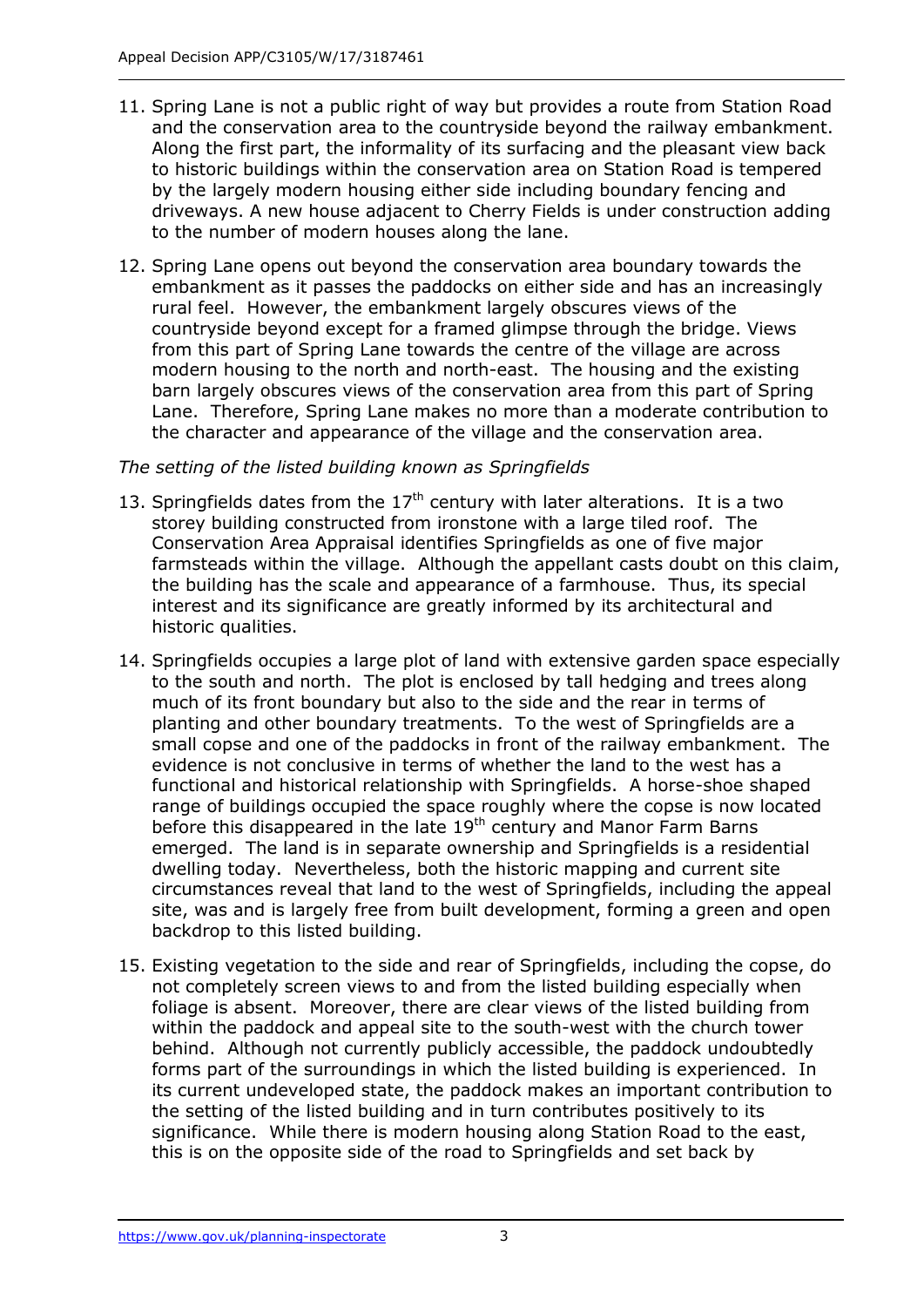11. Spring Lane is not a public right of way but provides a route from Station Road and the conservation area to the countryside beyond the railway embankment. Along the first part, the informality of its surfacing and the pleasant view back to historic buildings within the conservation area on Station Road is tempered by the largely modern housing either side including boundary fencing and driveways. A new house adjacent to Cherry Fields is under construction adding to the number of modern houses along the lane.

12. Spring Lane opens out beyond the conservation area boundary towards the embankment as it passes the paddocks on either side and has an increasingly rural feel. However, the embankment largely obscures views of the countryside beyond except for a framed glimpse through the bridge. Views from this part of Spring Lane towards the centre of the village are across modern housing to the north and north-east. The housing and the existing barn largely obscures views of the conservation area from this part of Spring Lane. Therefore, Spring Lane makes no more than a moderate contribution to the character and appearance of the village and the conservation area.

*The setting of the listed building known as Springfields*

13. Springfields dates from the 17th century with later alterations. It is a two storey building constructed from ironstone with a large tiled roof. The Conservation Area Appraisal identifies Springfields as one of five major farmsteads within the village. Although the appellant casts doubt on this claim, the building has the scale and appearance of a farmhouse. Thus, its special interest and its significance are greatly informed by its architectural and historic qualities.

14. Springfields occupies a large plot of land with extensive garden space especially to the south and north. The plot is enclosed by tall hedging and trees along much of its front boundary but also to the side and the rear in terms of planting and other boundary treatments. To the west of Springfields are a small copse and one of the paddocks in front of the railway embankment. The evidence is not conclusive in terms of whether the land to the west has a functional and historical relationship with Springfields. A horse-shoe shaped range of buildings occupied the space roughly where the copse is now located before this disappeared in the late 19th century and Manor Farm Barns emerged. The land is in separate ownership and Springfields is a residential dwelling today. Nevertheless, both the historic mapping and current site circumstances reveal that land to the west of Springfields, including the appeal site, was and is largely free from built development, forming a green and open backdrop to this listed building.

15. Existing vegetation to the side and rear of Springfields, including the copse, do not completely screen views to and from the listed building especially when foliage is absent. Moreover, there are clear views of the listed building from within the paddock and appeal site to the south-west with the church tower behind. Although not currently publicly accessible, the paddock undoubtedly forms part of the surroundings in which the listed building is experienced. In its current undeveloped state, the paddock makes an important contribution to the setting of the listed building and in turn contributes positively to its significance. While there is modern housing along Station Road to the east, this is on the opposite side of the road to Springfields and set back by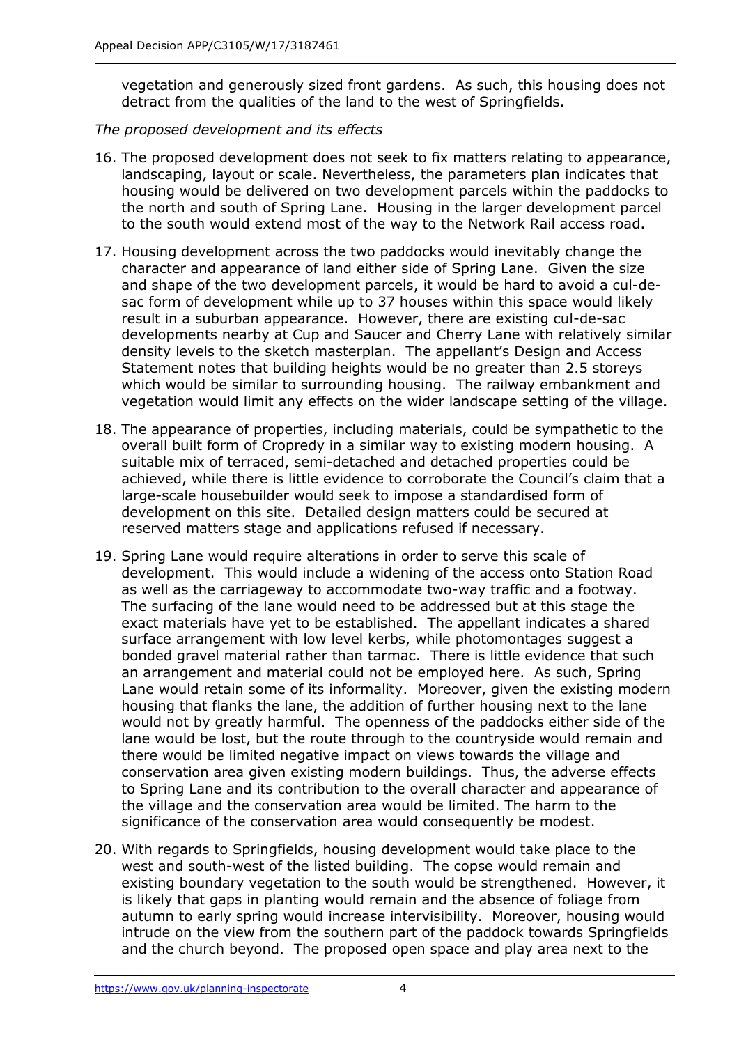vegetation and generously sized front gardens. As such, this housing does not detract from the qualities of the land to the west of Springfields.

*The proposed development and its effects*

16. The proposed development does not seek to fix matters relating to appearance, landscaping, layout or scale. Nevertheless, the parameters plan indicates that housing would be delivered on two development parcels within the paddocks to the north and south of Spring Lane. Housing in the larger development parcel to the south would extend most of the way to the Network Rail access road.

17. Housing development across the two paddocks would inevitably change the character and appearance of land either side of Spring Lane. Given the size and shape of the two development parcels, it would be hard to avoid a cul-de-sac form of development while up to 37 houses within this space would likely result in a suburban appearance. However, there are existing cul-de-sac developments nearby at Cup and Saucer and Cherry Lane with relatively similar density levels to the sketch masterplan. The appellant's Design and Access Statement notes that building heights would be no greater than 2.5 storeys which would be similar to surrounding housing. The railway embankment and vegetation would limit any effects on the wider landscape setting of the village.

18. The appearance of properties, including materials, could be sympathetic to the overall built form of Cropredy in a similar way to existing modern housing. A suitable mix of terraced, semi-detached and detached properties could be achieved, while there is little evidence to corroborate the Council's claim that a large-scale housebuilder would seek to impose a standardised form of development on this site. Detailed design matters could be secured at reserved matters stage and applications refused if necessary.

19. Spring Lane would require alterations in order to serve this scale of development. This would include a widening of the access onto Station Road as well as the carriageway to accommodate two-way traffic and a footway. The surfacing of the lane would need to be addressed but at this stage the exact materials have yet to be established. The appellant indicates a shared surface arrangement with low level kerbs, while photomontages suggest a bonded gravel material rather than tarmac. There is little evidence that such an arrangement and material could not be employed here. As such, Spring Lane would retain some of its informality. Moreover, given the existing modern housing that flanks the lane, the addition of further housing next to the lane would not by greatly harmful. The openness of the paddocks either side of the lane would be lost, but the route through to the countryside would remain and there would be limited negative impact on views towards the village and conservation area given existing modern buildings. Thus, the adverse effects to Spring Lane and its contribution to the overall character and appearance of the village and the conservation area would be limited. The harm to the significance of the conservation area would consequently be modest.

20. With regards to Springfields, housing development would take place to the west and south-west of the listed building. The copse would remain and existing boundary vegetation to the south would be strengthened. However, it is likely that gaps in planting would remain and the absence of foliage from autumn to early spring would increase intervisibility. Moreover, housing would intrude on the view from the southern part of the paddock towards Springfields and the church beyond. The proposed open space and play area next to the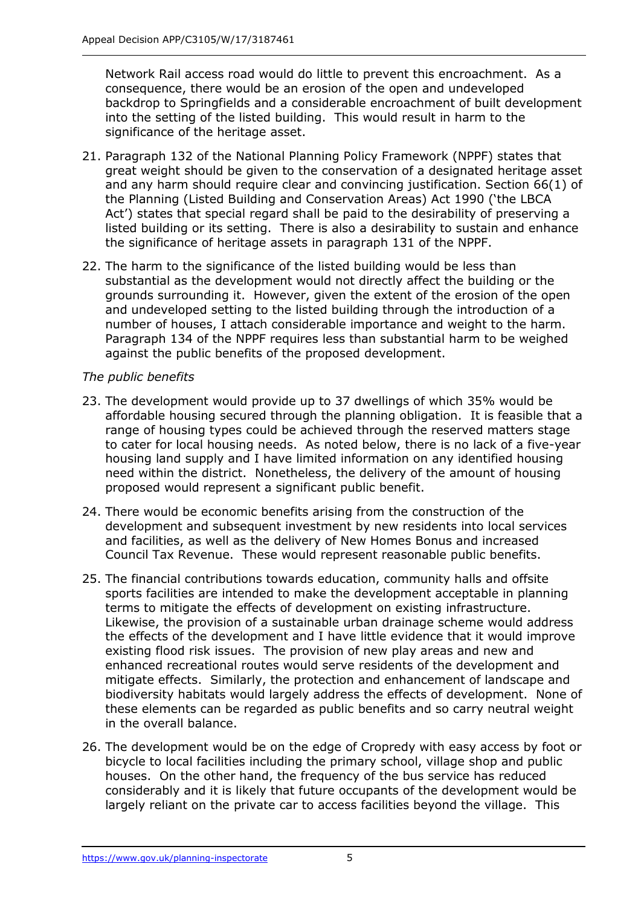Network Rail access road would do little to prevent this encroachment. As a consequence, there would be an erosion of the open and undeveloped backdrop to Springfields and a considerable encroachment of built development into the setting of the listed building. This would result in harm to the significance of the heritage asset.

21. Paragraph 132 of the National Planning Policy Framework (NPPF) states that great weight should be given to the conservation of a designated heritage asset and any harm should require clear and convincing justification. Section 66(1) of the Planning (Listed Building and Conservation Areas) Act 1990 ('the LBCA Act') states that special regard shall be paid to the desirability of preserving a listed building or its setting. There is also a desirability to sustain and enhance the significance of heritage assets in paragraph 131 of the NPPF.

22. The harm to the significance of the listed building would be less than substantial as the development would not directly affect the building or the grounds surrounding it. However, given the extent of the erosion of the open and undeveloped setting to the listed building through the introduction of a number of houses, I attach considerable importance and weight to the harm. Paragraph 134 of the NPPF requires less than substantial harm to be weighed against the public benefits of the proposed development.

*The public benefits*

23. The development would provide up to 37 dwellings of which 35% would be affordable housing secured through the planning obligation. It is feasible that a range of housing types could be achieved through the reserved matters stage to cater for local housing needs. As noted below, there is no lack of a five-year housing land supply and I have limited information on any identified housing need within the district. Nonetheless, the delivery of the amount of housing proposed would represent a significant public benefit.

24. There would be economic benefits arising from the construction of the development and subsequent investment by new residents into local services and facilities, as well as the delivery of New Homes Bonus and increased Council Tax Revenue. These would represent reasonable public benefits.

25. The financial contributions towards education, community halls and offsite sports facilities are intended to make the development acceptable in planning terms to mitigate the effects of development on existing infrastructure. Likewise, the provision of a sustainable urban drainage scheme would address the effects of the development and I have little evidence that it would improve existing flood risk issues. The provision of new play areas and new and enhanced recreational routes would serve residents of the development and mitigate effects. Similarly, the protection and enhancement of landscape and biodiversity habitats would largely address the effects of development. None of these elements can be regarded as public benefits and so carry neutral weight in the overall balance.

26. The development would be on the edge of Cropredy with easy access by foot or bicycle to local facilities including the primary school, village shop and public houses. On the other hand, the frequency of the bus service has reduced considerably and it is likely that future occupants of the development would be largely reliant on the private car to access facilities beyond the village. This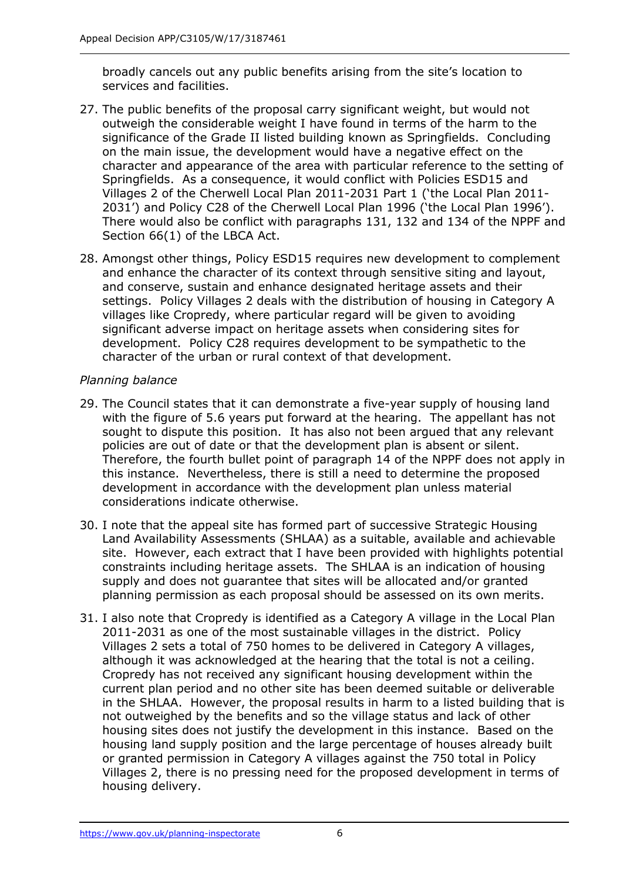broadly cancels out any public benefits arising from the site's location to services and facilities.

27. The public benefits of the proposal carry significant weight, but would not outweigh the considerable weight I have found in terms of the harm to the significance of the Grade II listed building known as Springfields. Concluding on the main issue, the development would have a negative effect on the character and appearance of the area with particular reference to the setting of Springfields. As a consequence, it would conflict with Policies ESD15 and Villages 2 of the Cherwell Local Plan 2011-2031 Part 1 ('the Local Plan 2011-2031') and Policy C28 of the Cherwell Local Plan 1996 ('the Local Plan 1996'). There would also be conflict with paragraphs 131, 132 and 134 of the NPPF and Section 66(1) of the LBCA Act.

28. Amongst other things, Policy ESD15 requires new development to complement and enhance the character of its context through sensitive siting and layout, and conserve, sustain and enhance designated heritage assets and their settings. Policy Villages 2 deals with the distribution of housing in Category A villages like Cropredy, where particular regard will be given to avoiding significant adverse impact on heritage assets when considering sites for development. Policy C28 requires development to be sympathetic to the character of the urban or rural context of that development.

*Planning balance*

29. The Council states that it can demonstrate a five-year supply of housing land with the figure of 5.6 years put forward at the hearing. The appellant has not sought to dispute this position. It has also not been argued that any relevant policies are out of date or that the development plan is absent or silent. Therefore, the fourth bullet point of paragraph 14 of the NPPF does not apply in this instance. Nevertheless, there is still a need to determine the proposed development in accordance with the development plan unless material considerations indicate otherwise.

30. I note that the appeal site has formed part of successive Strategic Housing Land Availability Assessments (SHLAA) as a suitable, available and achievable site. However, each extract that I have been provided with highlights potential constraints including heritage assets. The SHLAA is an indication of housing supply and does not guarantee that sites will be allocated and/or granted planning permission as each proposal should be assessed on its own merits.

31. I also note that Cropredy is identified as a Category A village in the Local Plan 2011-2031 as one of the most sustainable villages in the district. Policy Villages 2 sets a total of 750 homes to be delivered in Category A villages, although it was acknowledged at the hearing that the total is not a ceiling. Cropredy has not received any significant housing development within the current plan period and no other site has been deemed suitable or deliverable in the SHLAA. However, the proposal results in harm to a listed building that is not outweighed by the benefits and so the village status and lack of other housing sites does not justify the development in this instance. Based on the housing land supply position and the large percentage of houses already built or granted permission in Category A villages against the 750 total in Policy Villages 2, there is no pressing need for the proposed development in terms of housing delivery.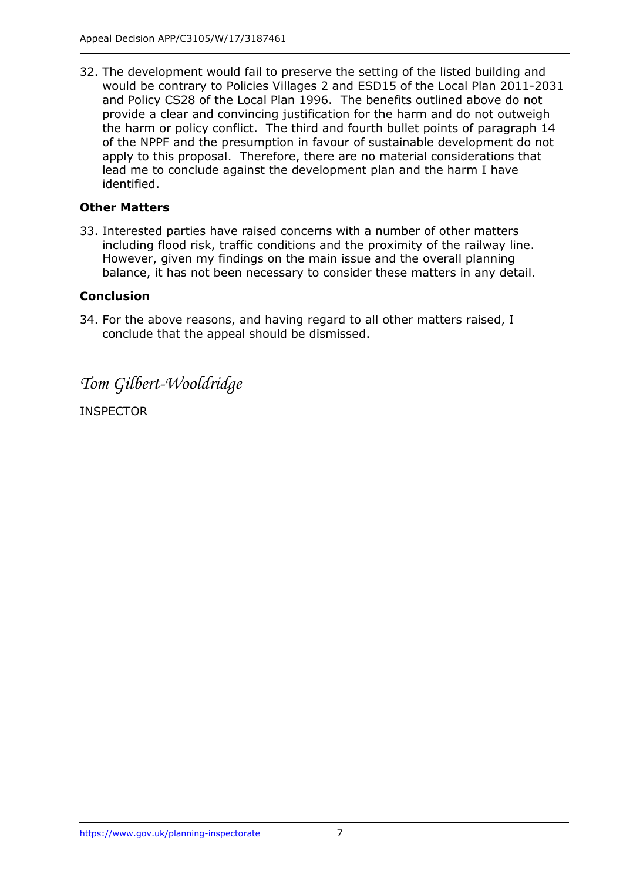32. The development would fail to preserve the setting of the listed building and would be contrary to Policies Villages 2 and ESD15 of the Local Plan 2011-2031 and Policy CS28 of the Local Plan 1996. The benefits outlined above do not provide a clear and convincing justification for the harm and do not outweigh the harm or policy conflict. The third and fourth bullet points of paragraph 14 of the NPPF and the presumption in favour of sustainable development do not apply to this proposal. Therefore, there are no material considerations that lead me to conclude against the development plan and the harm I have identified.

### Other Matters

33. Interested parties have raised concerns with a number of other matters including flood risk, traffic conditions and the proximity of the railway line. However, given my findings on the main issue and the overall planning balance, it has not been necessary to consider these matters in any detail.

### Conclusion

34. For the above reasons, and having regard to all other matters raised, I conclude that the appeal should be dismissed.

*Tom Gilbert-Wooldridge*

INSPECTOR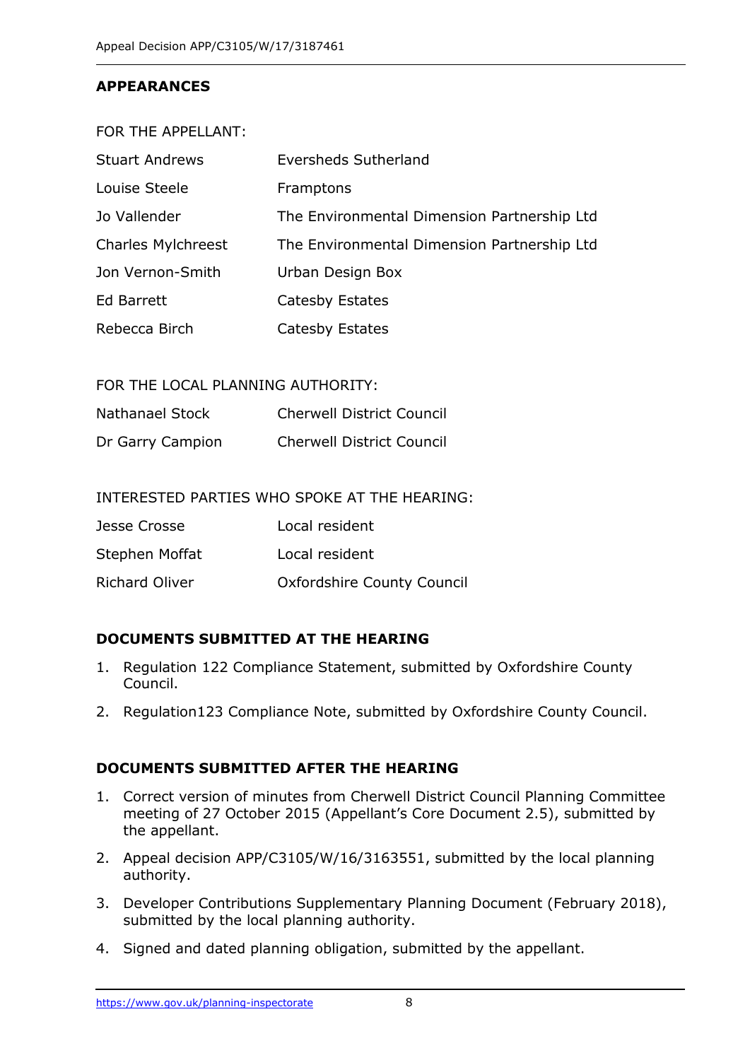## APPEARANCES

FOR THE APPELLANT:

| | |
|---|---|
| Stuart Andrews | Eversheds Sutherland |
| Louise Steele | Framptons |
| Jo Vallender | The Environmental Dimension Partnership Ltd |
| Charles Mylchreest | The Environmental Dimension Partnership Ltd |
| Jon Vernon-Smith | Urban Design Box |
| Ed Barrett | Catesby Estates |
| Rebecca Birch | Catesby Estates |

FOR THE LOCAL PLANNING AUTHORITY:

| | |
|---|---|
| Nathanael Stock | Cherwell District Council |
| Dr Garry Campion | Cherwell District Council |

INTERESTED PARTIES WHO SPOKE AT THE HEARING:

| | |
|---|---|
| Jesse Crosse | Local resident |
| Stephen Moffat | Local resident |
| Richard Oliver | Oxfordshire County Council |

## DOCUMENTS SUBMITTED AT THE HEARING

1. Regulation 122 Compliance Statement, submitted by Oxfordshire County Council.
2. Regulation123 Compliance Note, submitted by Oxfordshire County Council.

## DOCUMENTS SUBMITTED AFTER THE HEARING

1. Correct version of minutes from Cherwell District Council Planning Committee meeting of 27 October 2015 (Appellant's Core Document 2.5), submitted by the appellant.
2. Appeal decision APP/C3105/W/16/3163551, submitted by the local planning authority.
3. Developer Contributions Supplementary Planning Document (February 2018), submitted by the local planning authority.
4. Signed and dated planning obligation, submitted by the appellant.